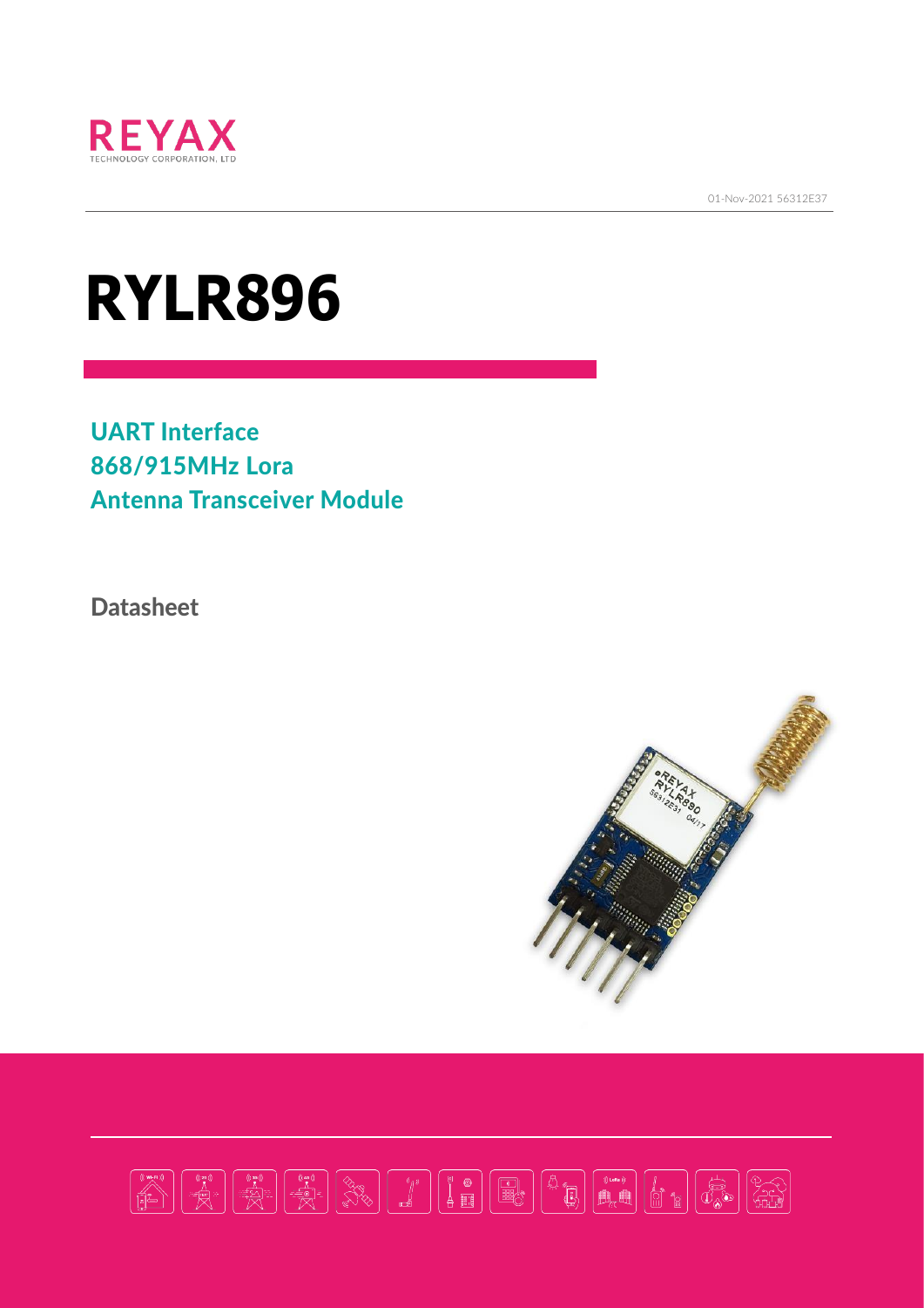REYAX

TECHNOLOGY CORPORATION, LTD

01-Nov-2021 56312E37

# RYLR896

## UART Interface
## 868/915MHz Lora
## Antenna Transceiver Module

Datasheet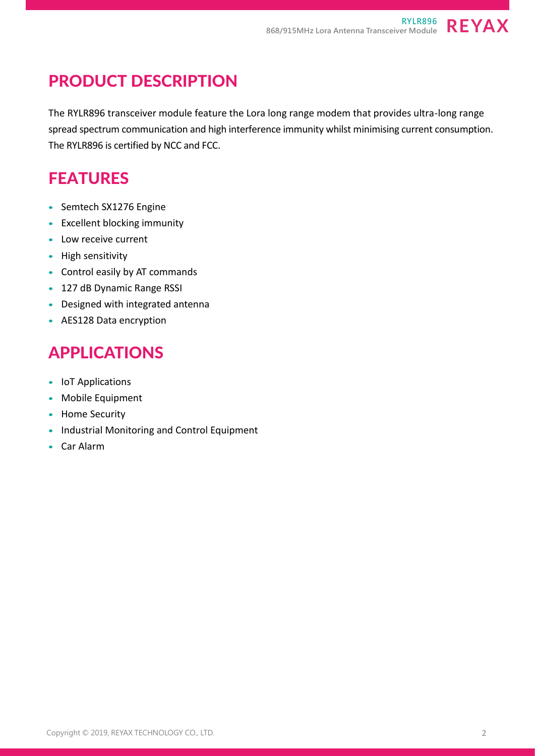# PRODUCT DESCRIPTION

The RYLR896 transceiver module feature the Lora long range modem that provides ultra-long range spread spectrum communication and high interference immunity whilst minimising current consumption. The RYLR896 is certified by NCC and FCC.

# FEATURES

- Semtech SX1276 Engine
- Excellent blocking immunity
- Low receive current
- High sensitivity
- Control easily by AT commands
- 127 dB Dynamic Range RSSI
- Designed with integrated antenna
- AES128 Data encryption

# APPLICATIONS

- IoT Applications
- Mobile Equipment
- Home Security
- Industrial Monitoring and Control Equipment
- Car Alarm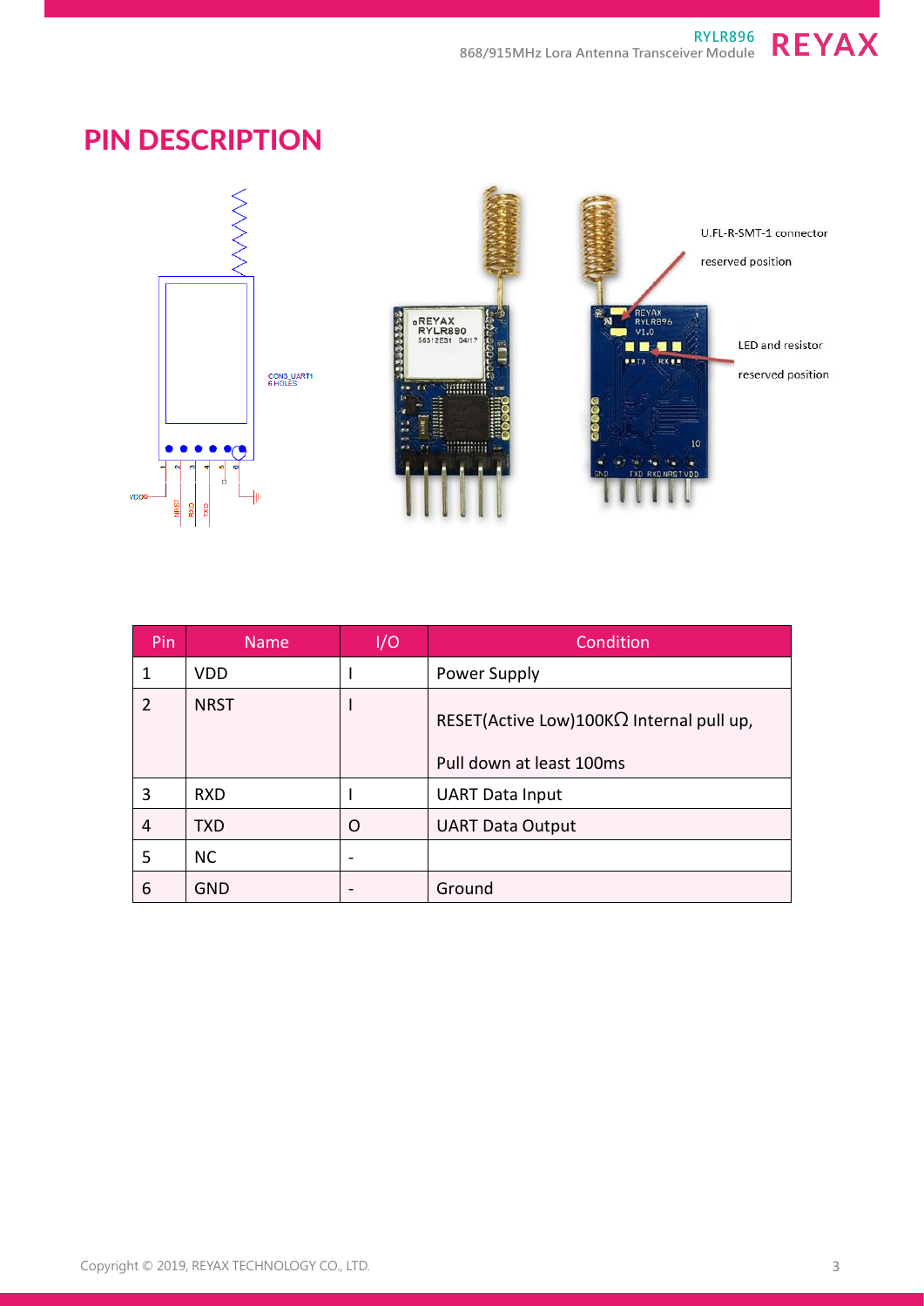# PIN DESCRIPTION

U.FL-R-SMT-1 connector reserved position

LED and resistor reserved position

| Pin | Name | I/O | Condition |
|---|---|---|---|
| 1 | VDD | I | Power Supply |
| 2 | NRST | I | RESET(Active Low)100KΩ Internal pull up,<br><br>Pull down at least 100ms |
| 3 | RXD | I | UART Data Input |
| 4 | TXD | O | UART Data Output |
| 5 | NC | - | |
| 6 | GND | - | Ground |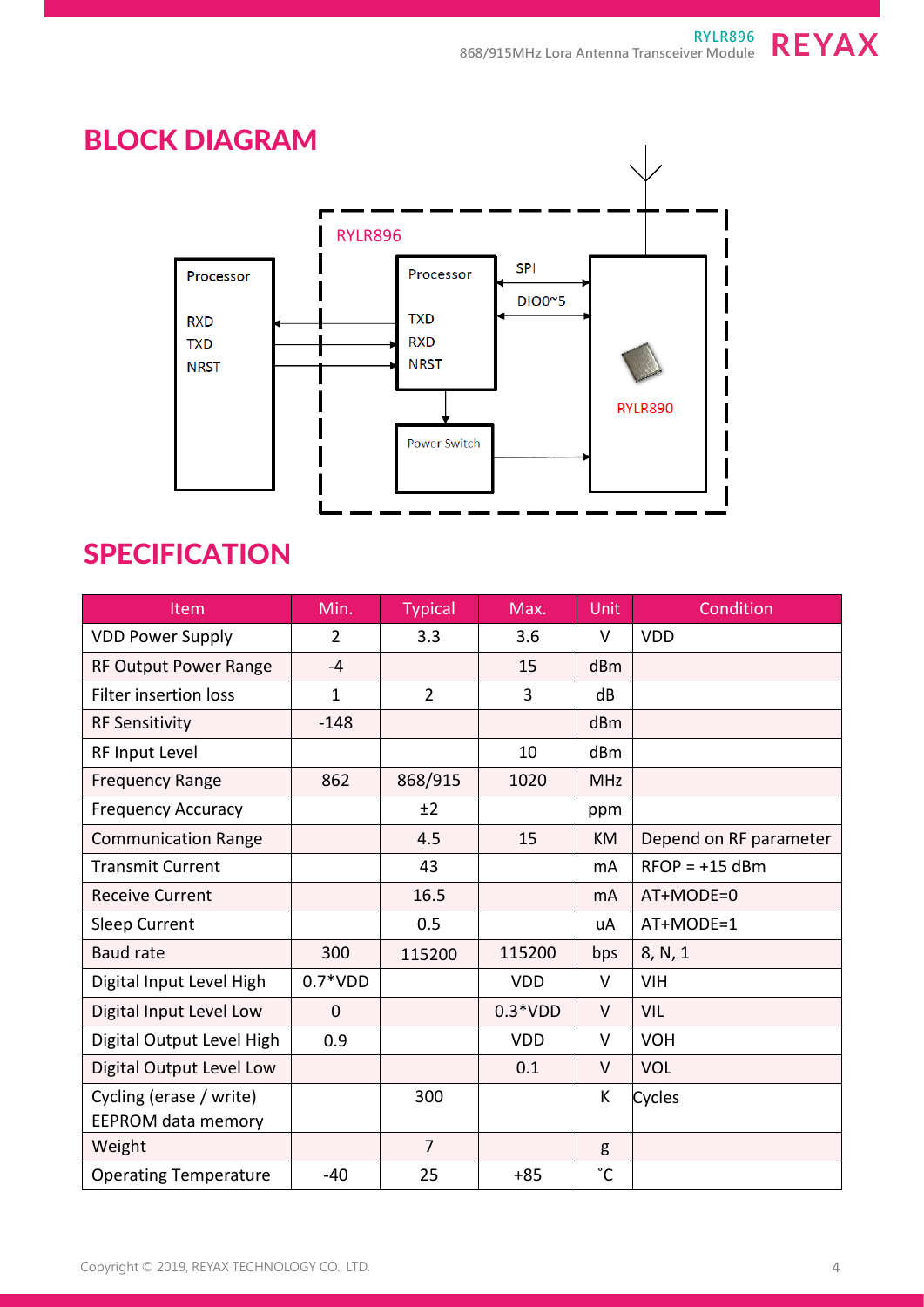## BLOCK DIAGRAM

RYLR896

Processor

RXD
TXD
NRST

Processor

TXD
RXD
NRST

SPI

DIO0~5

Power Switch

RYLR890

## SPECIFICATION

| Item | Min. | Typical | Max. | Unit | Condition |
|---|---|---|---|---|---|
| VDD Power Supply | 2 | 3.3 | 3.6 | V | VDD |
| RF Output Power Range | -4 | | 15 | dBm | |
| Filter insertion loss | 1 | 2 | 3 | dB | |
| RF Sensitivity | -148 | | | dBm | |
| RF Input Level | | | 10 | dBm | |
| Frequency Range | 862 | 868/915 | 1020 | MHz | |
| Frequency Accuracy | | ±2 | | ppm | |
| Communication Range | | 4.5 | 15 | KM | Depend on RF parameter |
| Transmit Current | | 43 | | mA | RFOP = +15 dBm |
| Receive Current | | 16.5 | | mA | AT+MODE=0 |
| Sleep Current | | 0.5 | | uA | AT+MODE=1 |
| Baud rate | 300 | 115200 | 115200 | bps | 8, N, 1 |
| Digital Input Level High | 0.7*VDD | | VDD | V | VIH |
| Digital Input Level Low | 0 | | 0.3*VDD | V | VIL |
| Digital Output Level High | 0.9 | | VDD | V | VOH |
| Digital Output Level Low | | | 0.1 | V | VOL |
| Cycling (erase / write) EEPROM data memory | | 300 | | K | Cycles |
| Weight | | 7 | | g | |
| Operating Temperature | -40 | 25 | +85 | ˚C | |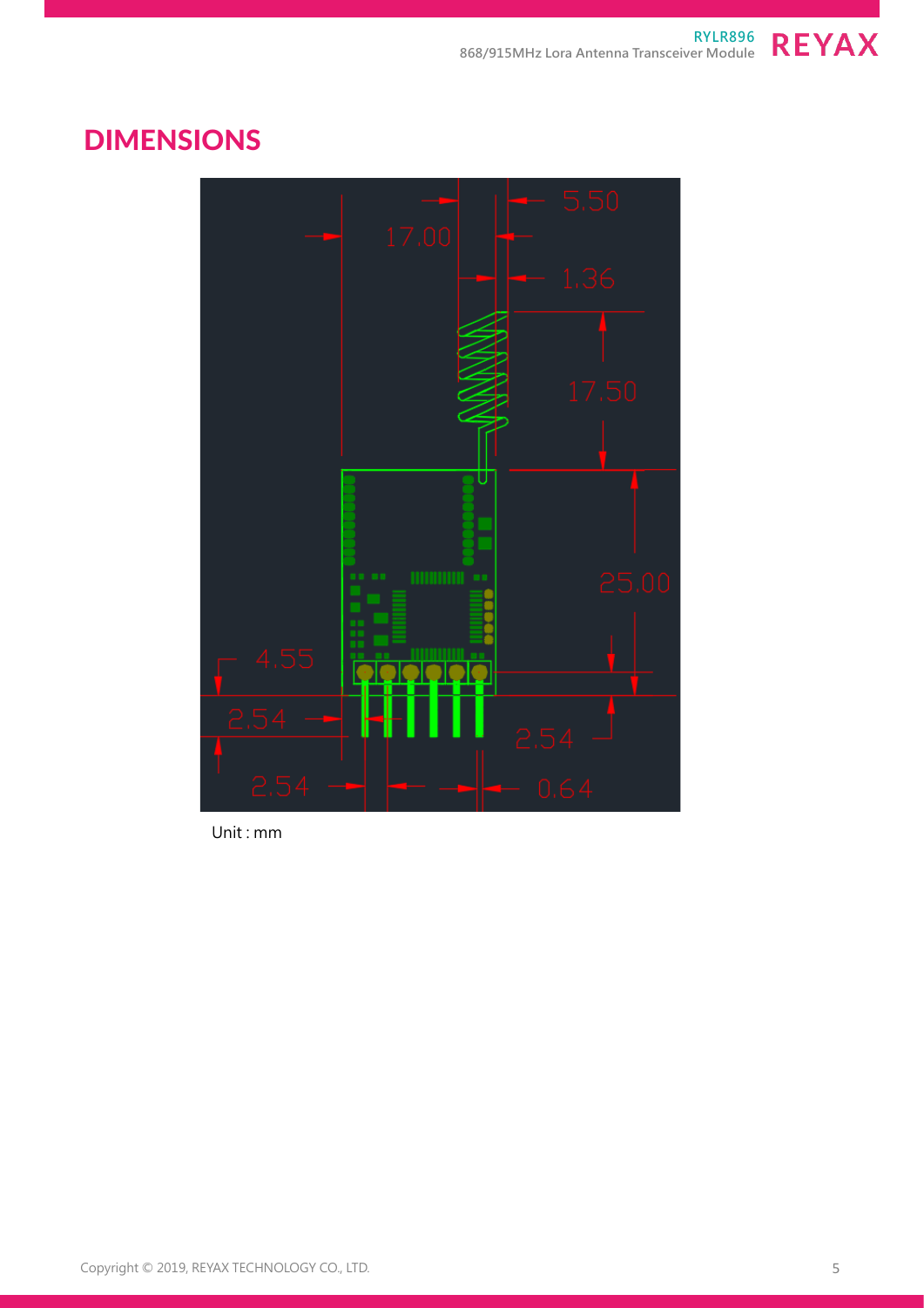# DIMENSIONS

Unit : mm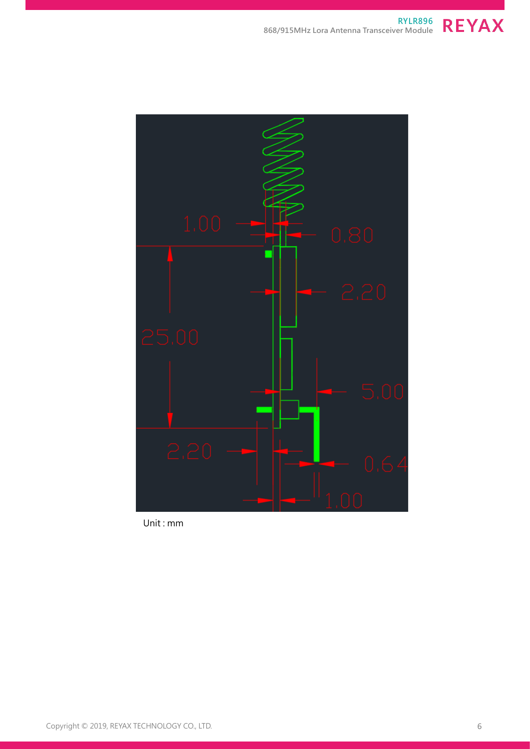Unit : mm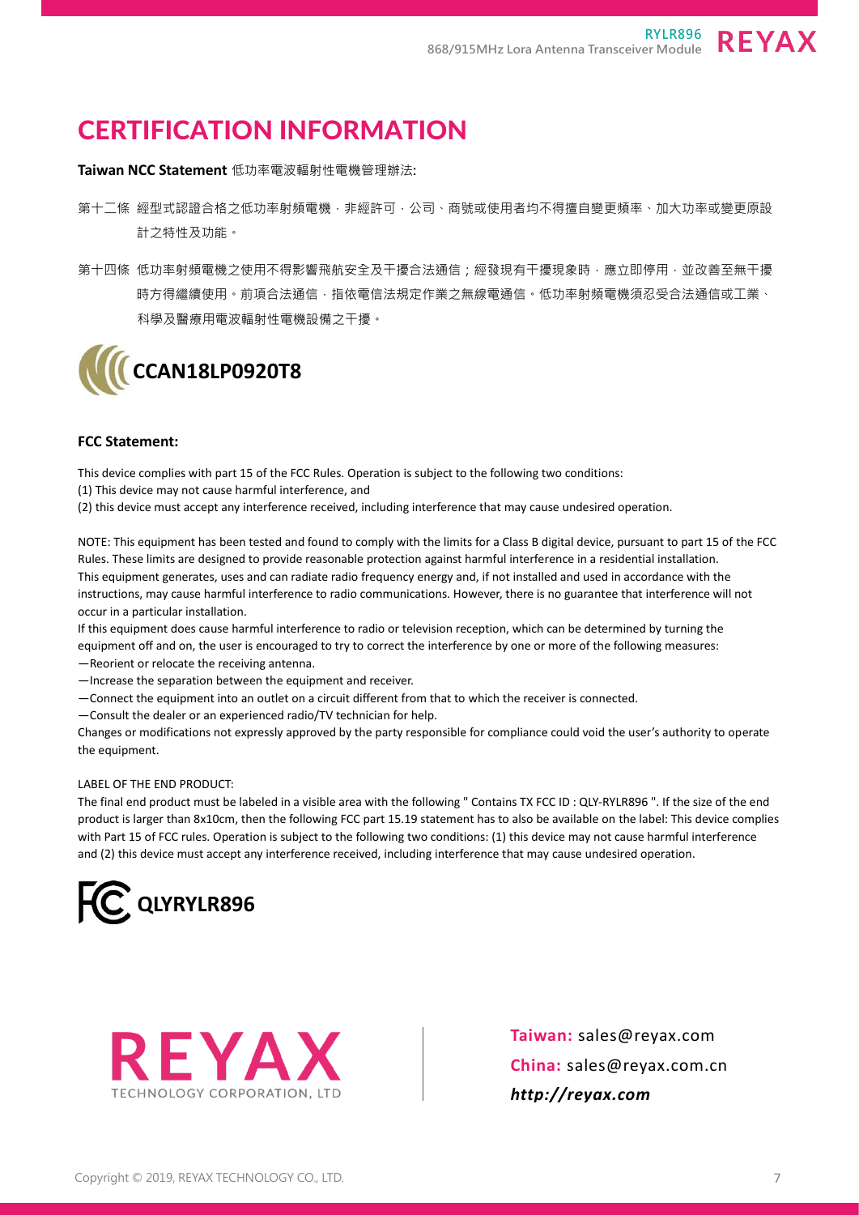# CERTIFICATION INFORMATION

**Taiwan NCC Statement** 低功率電波輻射性電機管理辦法:

第十二條 經型式認證合格之低功率射頻電機，非經許可，公司、商號或使用者均不得擅自變更頻率、加大功率或變更原設計之特性及功能。

第十四條 低功率射頻電機之使用不得影響飛航安全及干擾合法通信；經發現有干擾現象時，應立即停用，並改善至無干擾時方得繼續使用。前項合法通信，指依電信法規定作業之無線電通信。低功率射頻電機須忍受合法通信或工業、科學及醫療用電波輻射性電機設備之干擾。

**CCAN18LP0920T8**

**FCC Statement:**

This device complies with part 15 of the FCC Rules. Operation is subject to the following two conditions:
(1) This device may not cause harmful interference, and
(2) this device must accept any interference received, including interference that may cause undesired operation.

NOTE: This equipment has been tested and found to comply with the limits for a Class B digital device, pursuant to part 15 of the FCC Rules. These limits are designed to provide reasonable protection against harmful interference in a residential installation.
This equipment generates, uses and can radiate radio frequency energy and, if not installed and used in accordance with the instructions, may cause harmful interference to radio communications. However, there is no guarantee that interference will not occur in a particular installation.
If this equipment does cause harmful interference to radio or television reception, which can be determined by turning the equipment off and on, the user is encouraged to try to correct the interference by one or more of the following measures:
—Reorient or relocate the receiving antenna.
—Increase the separation between the equipment and receiver.
—Connect the equipment into an outlet on a circuit different from that to which the receiver is connected.
—Consult the dealer or an experienced radio/TV technician for help.
Changes or modifications not expressly approved by the party responsible for compliance could void the user's authority to operate the equipment.

LABEL OF THE END PRODUCT:
The final end product must be labeled in a visible area with the following " Contains TX FCC ID : QLY-RYLR896 ". If the size of the end product is larger than 8x10cm, then the following FCC part 15.19 statement has to also be available on the label: This device complies with Part 15 of FCC rules. Operation is subject to the following two conditions: (1) this device may not cause harmful interference and (2) this device must accept any interference received, including interference that may cause undesired operation.

**QLYRYLR896**

REYAX
TECHNOLOGY CORPORATION, LTD

**Taiwan:** sales@reyax.com
**China:** sales@reyax.com.cn
***http://reyax.com***